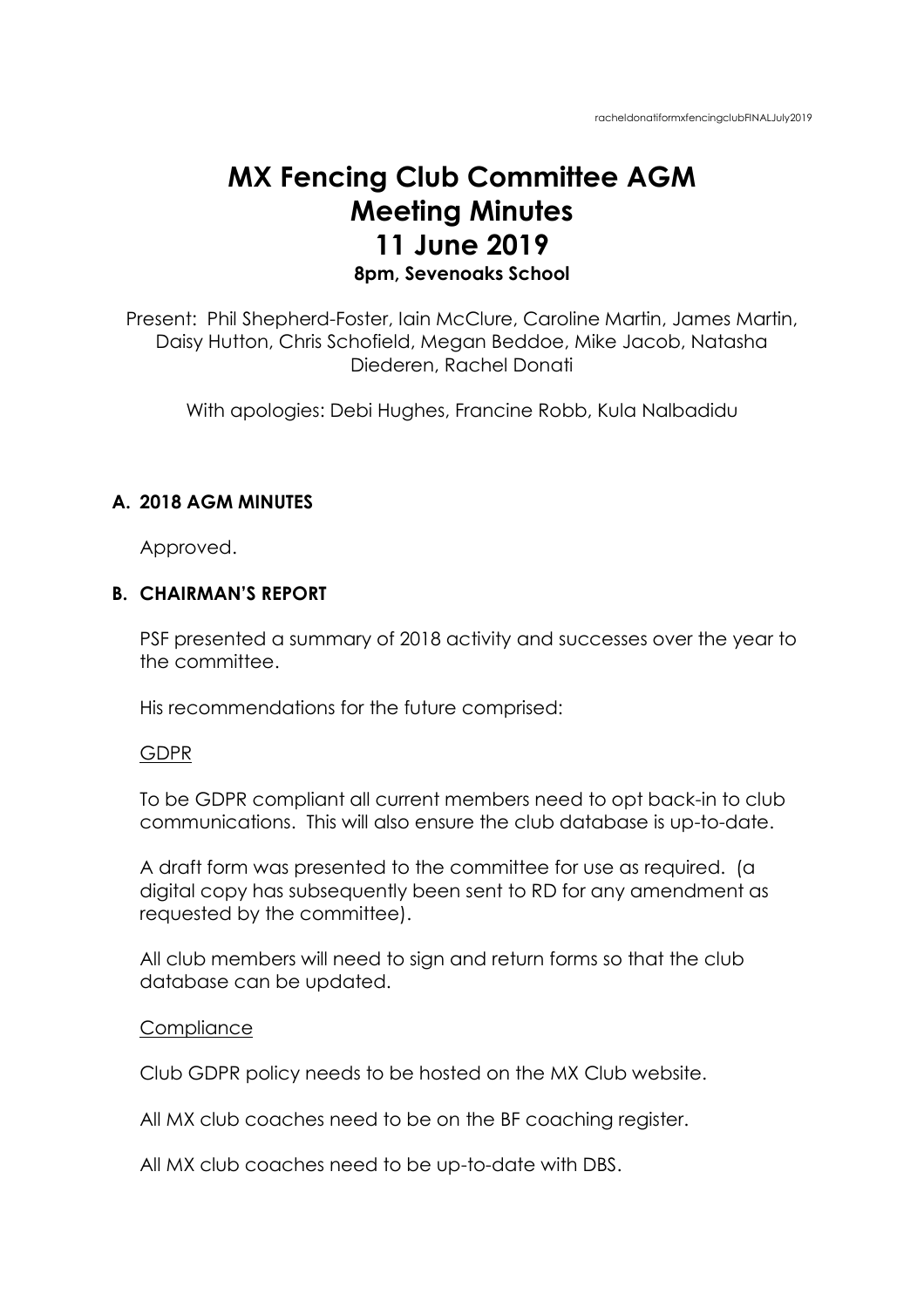# MX Fencing Club Committee AGM
# Meeting Minutes
# 11 June 2019
### 8pm, Sevenoaks School

Present: Phil Shepherd-Foster, Iain McClure, Caroline Martin, James Martin, Daisy Hutton, Chris Schofield, Megan Beddoe, Mike Jacob, Natasha Diederen, Rachel Donati

With apologies: Debi Hughes, Francine Robb, Kula Nalbadidu

## A. 2018 AGM MINUTES

Approved.

## B. CHAIRMAN'S REPORT

PSF presented a summary of 2018 activity and successes over the year to the committee.

His recommendations for the future comprised:

<u>GDPR</u>

To be GDPR compliant all current members need to opt back-in to club communications. This will also ensure the club database is up-to-date.

A draft form was presented to the committee for use as required. (a digital copy has subsequently been sent to RD for any amendment as requested by the committee).

All club members will need to sign and return forms so that the club database can be updated.

<u>Compliance</u>

Club GDPR policy needs to be hosted on the MX Club website.

All MX club coaches need to be on the BF coaching register.

All MX club coaches need to be up-to-date with DBS.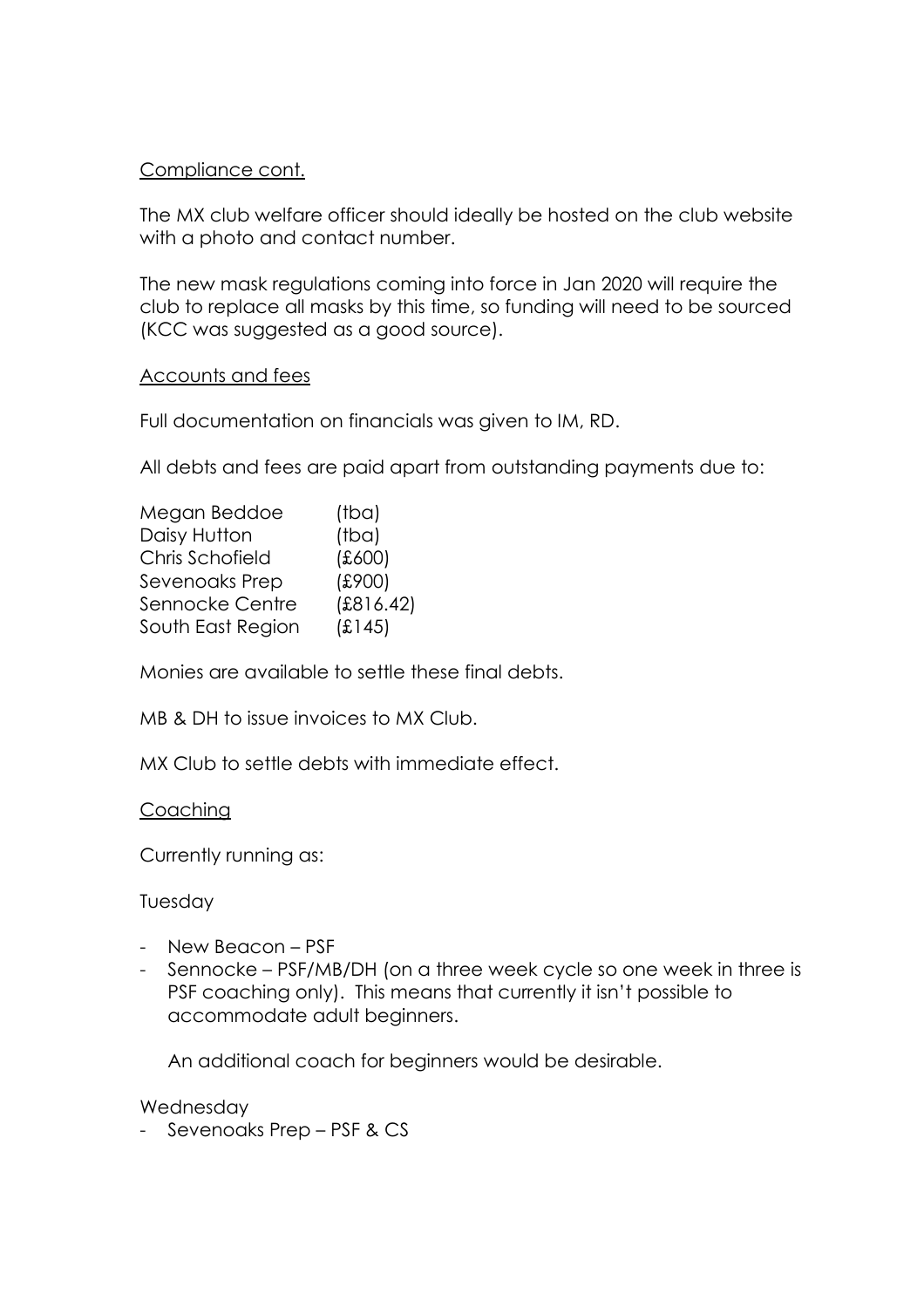Compliance cont.

The MX club welfare officer should ideally be hosted on the club website with a photo and contact number.

The new mask regulations coming into force in Jan 2020 will require the club to replace all masks by this time, so funding will need to be sourced (KCC was suggested as a good source).

Accounts and fees

Full documentation on financials was given to IM, RD.

All debts and fees are paid apart from outstanding payments due to:

| | |
|---|---|
| Megan Beddoe | (tba) |
| Daisy Hutton | (tba) |
| Chris Schofield | (£600) |
| Sevenoaks Prep | (£900) |
| Sennocke Centre | (£816.42) |
| South East Region | (£145) |

Monies are available to settle these final debts.

MB & DH to issue invoices to MX Club.

MX Club to settle debts with immediate effect.

Coaching

Currently running as:

Tuesday

- New Beacon – PSF
- Sennocke – PSF/MB/DH (on a three week cycle so one week in three is PSF coaching only). This means that currently it isn't possible to accommodate adult beginners.

  An additional coach for beginners would be desirable.

Wednesday

- Sevenoaks Prep – PSF & CS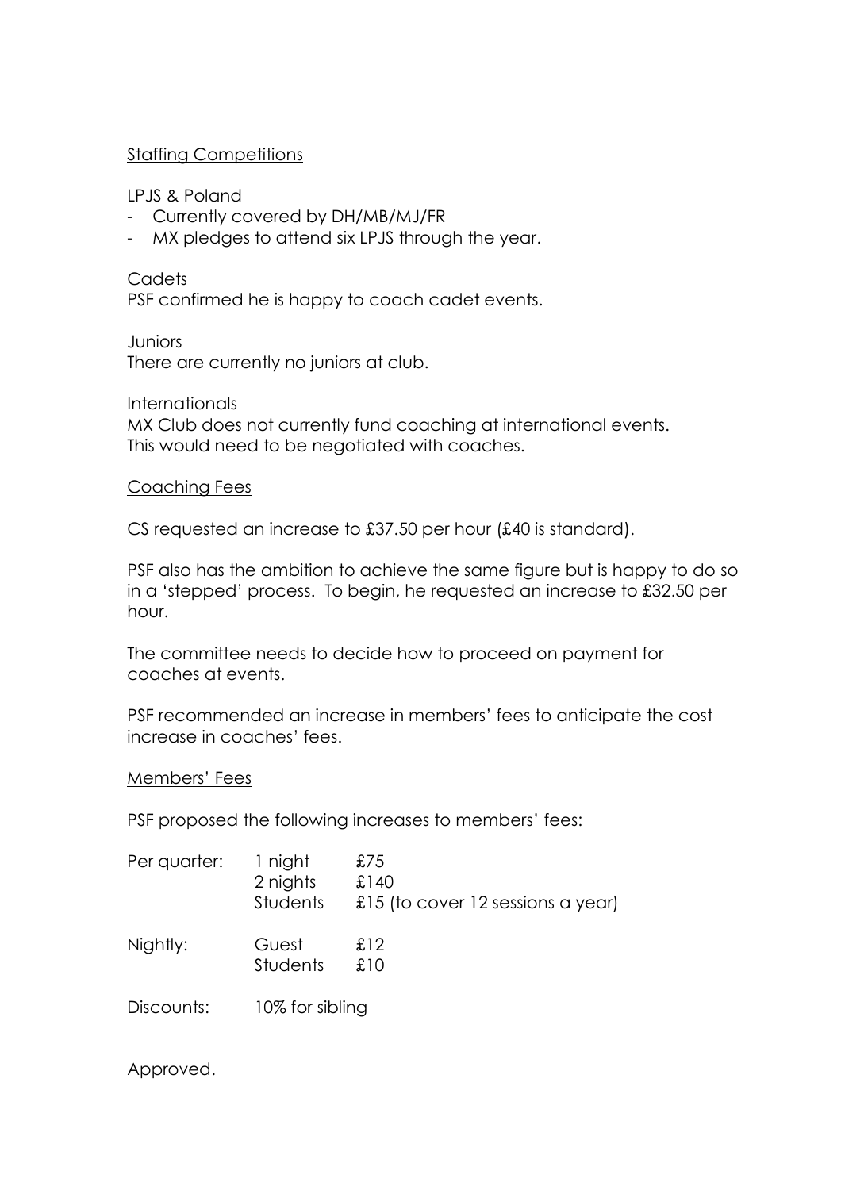<u>Staffing Competitions</u>

LPJS & Poland

- Currently covered by DH/MB/MJ/FR
- MX pledges to attend six LPJS through the year.

Cadets

PSF confirmed he is happy to coach cadet events.

Juniors

There are currently no juniors at club.

Internationals

MX Club does not currently fund coaching at international events.
This would need to be negotiated with coaches.

<u>Coaching Fees</u>

CS requested an increase to £37.50 per hour (£40 is standard).

PSF also has the ambition to achieve the same figure but is happy to do so in a 'stepped' process. To begin, he requested an increase to £32.50 per hour.

The committee needs to decide how to proceed on payment for coaches at events.

PSF recommended an increase in members' fees to anticipate the cost increase in coaches' fees.

<u>Members' Fees</u>

PSF proposed the following increases to members' fees:

| | | |
|---|---|---|
| Per quarter: | 1 night | £75 |
| | 2 nights | £140 |
| | Students | £15 (to cover 12 sessions a year) |
| Nightly: | Guest | £12 |
| | Students | £10 |
| Discounts: | 10% for sibling | |

Approved.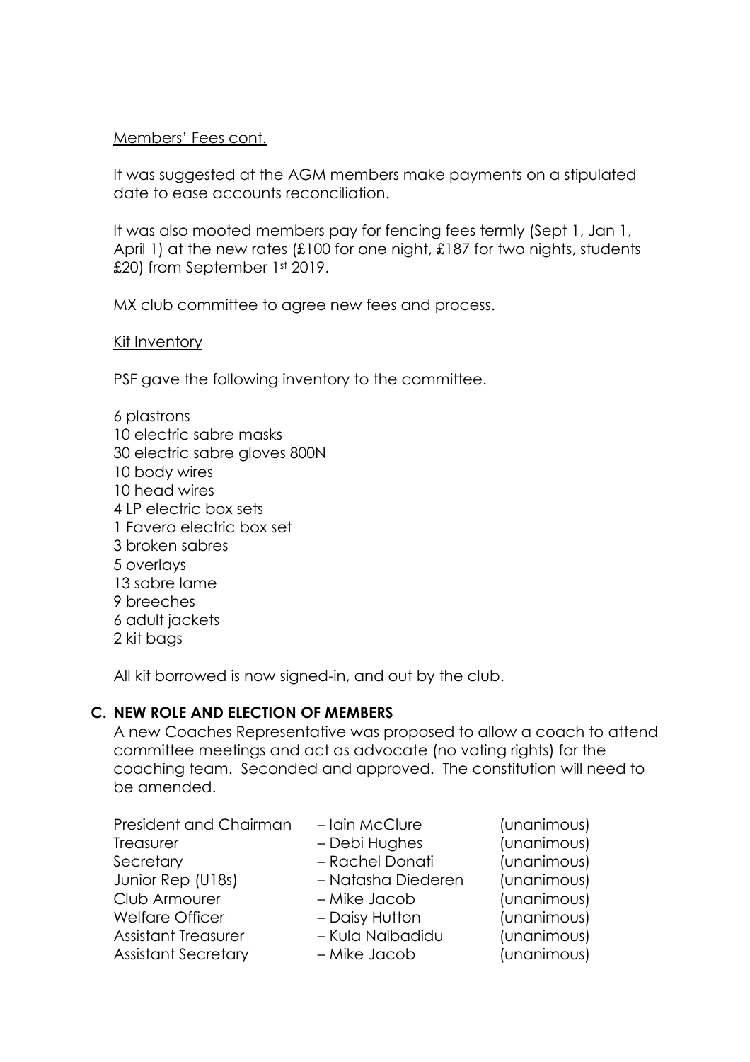Members' Fees cont.

It was suggested at the AGM members make payments on a stipulated date to ease accounts reconciliation.

It was also mooted members pay for fencing fees termly (Sept 1, Jan 1, April 1) at the new rates (£100 for one night, £187 for two nights, students £20) from September 1st 2019.

MX club committee to agree new fees and process.

Kit Inventory

PSF gave the following inventory to the committee.

6 plastrons
10 electric sabre masks
30 electric sabre gloves 800N
10 body wires
10 head wires
4 LP electric box sets
1 Favero electric box set
3 broken sabres
5 overlays
13 sabre lame
9 breeches
6 adult jackets
2 kit bags

All kit borrowed is now signed-in, and out by the club.

## C. NEW ROLE AND ELECTION OF MEMBERS

A new Coaches Representative was proposed to allow a coach to attend committee meetings and act as advocate (no voting rights) for the coaching team. Seconded and approved. The constitution will need to be amended.

| | | |
|---|---|---|
| President and Chairman | – Iain McClure | (unanimous) |
| Treasurer | – Debi Hughes | (unanimous) |
| Secretary | – Rachel Donati | (unanimous) |
| Junior Rep (U18s) | – Natasha Diederen | (unanimous) |
| Club Armourer | – Mike Jacob | (unanimous) |
| Welfare Officer | – Daisy Hutton | (unanimous) |
| Assistant Treasurer | – Kula Nalbadidu | (unanimous) |
| Assistant Secretary | – Mike Jacob | (unanimous) |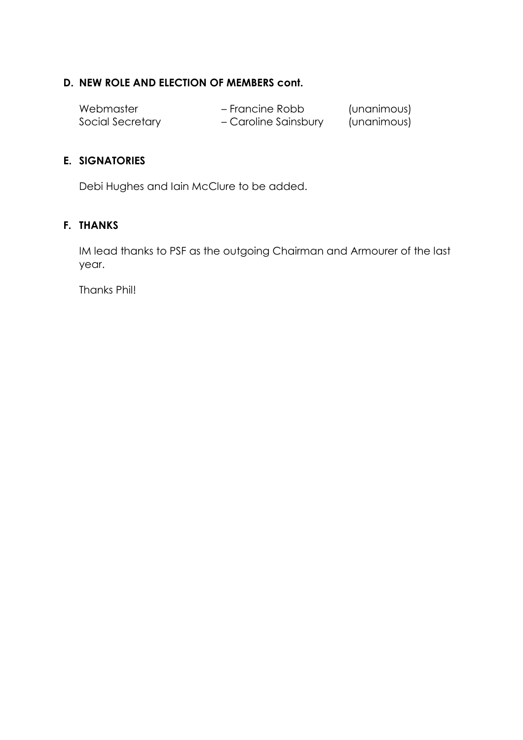## D. NEW ROLE AND ELECTION OF MEMBERS cont.

| | | |
|---|---|---|
| Webmaster | – Francine Robb | (unanimous) |
| Social Secretary | – Caroline Sainsbury | (unanimous) |

## E. SIGNATORIES

Debi Hughes and Iain McClure to be added.

## F. THANKS

IM lead thanks to PSF as the outgoing Chairman and Armourer of the last year.

Thanks Phil!